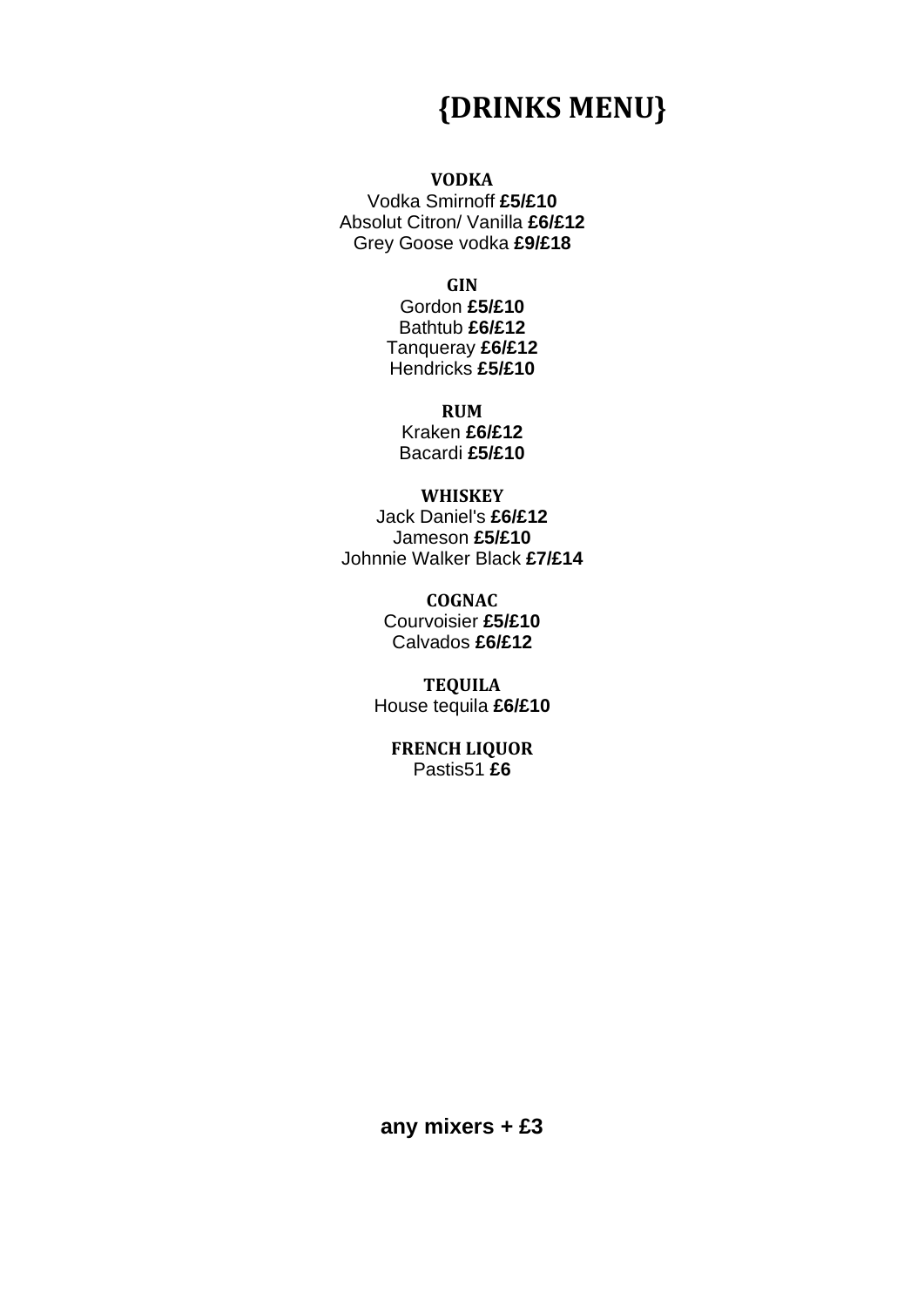# {DRINKS MENU}

### VODKA

Vodka Smirnoff **£5/£10**
Absolut Citron/ Vanilla **£6/£12**
Grey Goose vodka **£9/£18**

### GIN

Gordon **£5/£10**
Bathtub **£6/£12**
Tanqueray **£6/£12**
Hendricks **£5/£10**

### RUM

Kraken **£6/£12**
Bacardi **£5/£10**

### WHISKEY

Jack Daniel's **£6/£12**
Jameson **£5/£10**
Johnnie Walker Black **£7/£14**

### COGNAC

Courvoisier **£5/£10**
Calvados **£6/£12**

### TEQUILA

House tequila **£6/£10**

### FRENCH LIQUOR

Pastis51 **£6**

**any mixers + £3**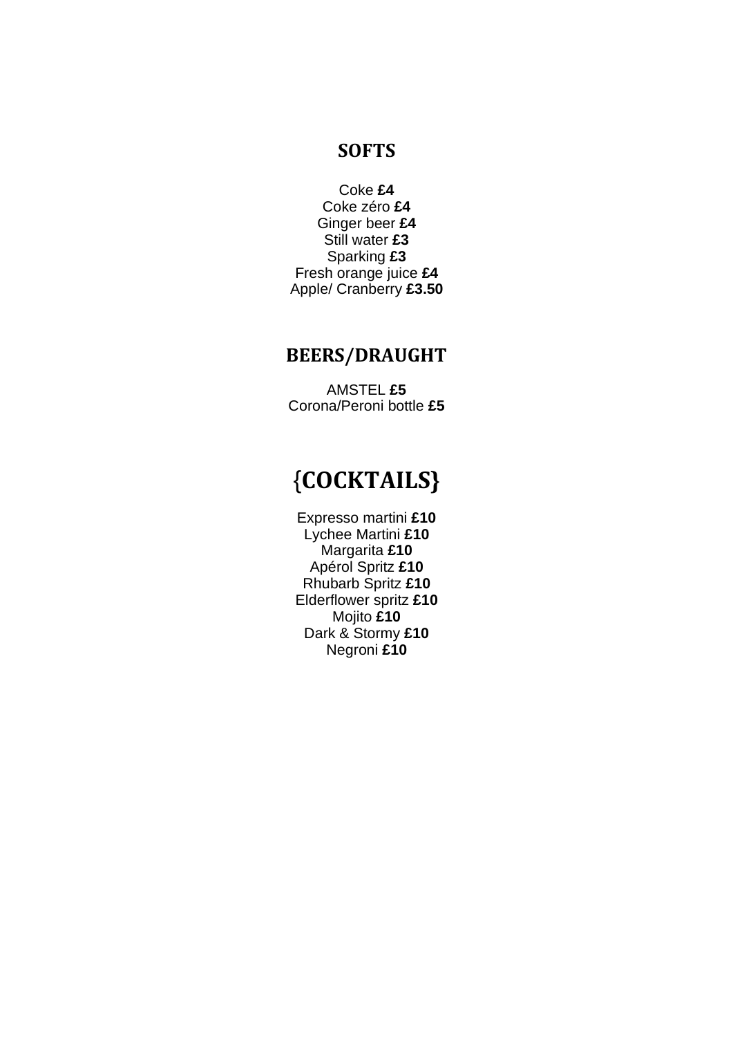## SOFTS

Coke **£4**  
Coke zéro **£4**  
Ginger beer **£4**  
Still water **£3**  
Sparking **£3**  
Fresh orange juice **£4**  
Apple/ Cranberry **£3.50**

## BEERS/DRAUGHT

AMSTEL **£5**  
Corona/Peroni bottle **£5**

# {COCKTAILS}

Expresso martini **£10**  
Lychee Martini **£10**  
Margarita **£10**  
Apérol Spritz **£10**  
Rhubarb Spritz **£10**  
Elderflower spritz **£10**  
Mojito **£10**  
Dark & Stormy **£10**  
Negroni **£10**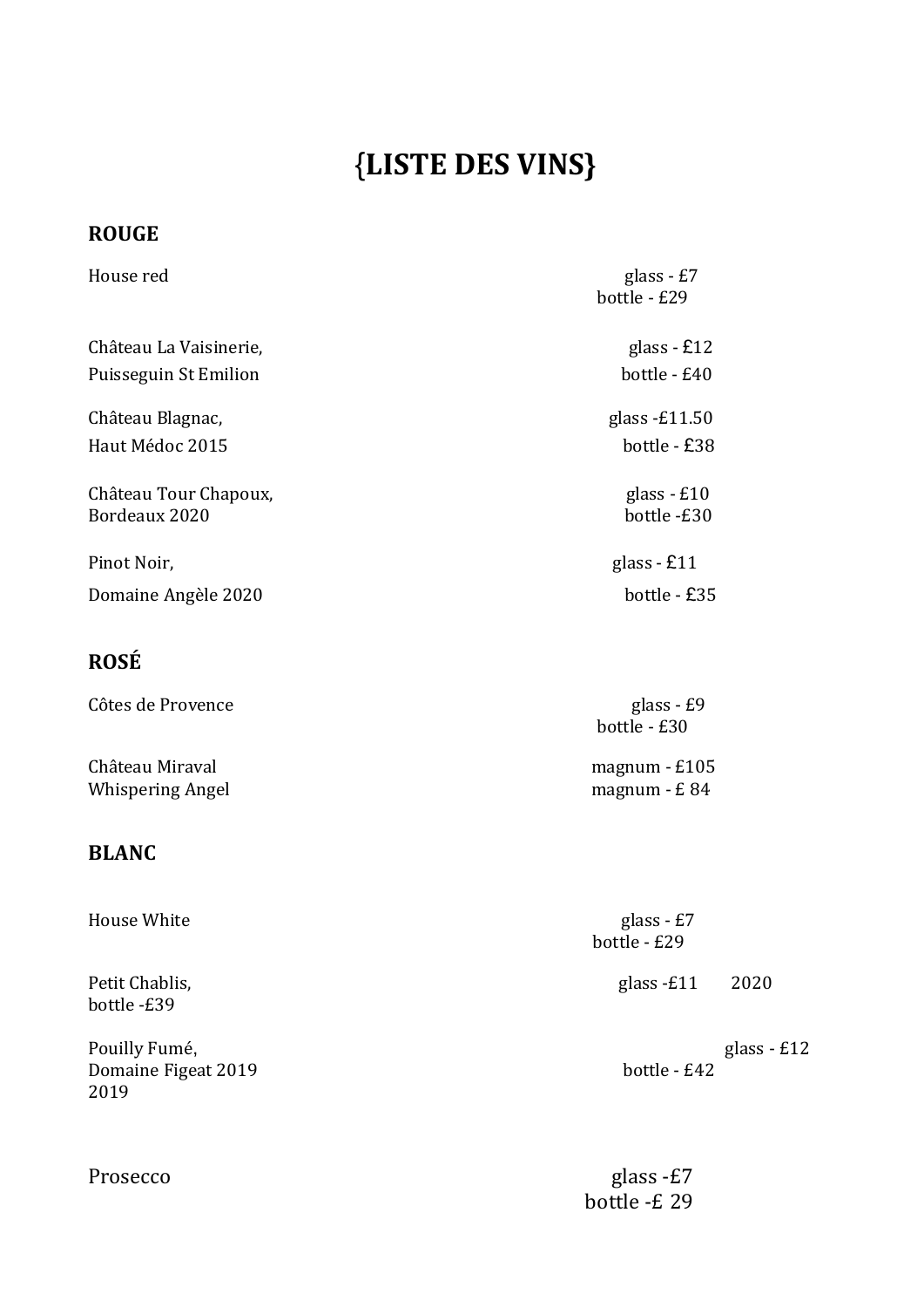# {LISTE DES VINS}

## ROUGE

House red
glass - £7
bottle - £29

Château La Vaisinerie,
Puisseguin St Emilion
glass - £12
bottle - £40

Château Blagnac,
Haut Médoc 2015
glass -£11.50
bottle - £38

Château Tour Chapoux,
Bordeaux 2020
glass - £10
bottle -£30

Pinot Noir,
Domaine Angèle 2020
glass - £11
bottle - £35

## ROSÉ

Côtes de Provence
glass - £9
bottle - £30

Château Miraval
magnum - £105

Whispering Angel
magnum - £ 84

## BLANC

House White
glass - £7
bottle - £29

Petit Chablis,
glass -£11 2020
bottle -£39

Pouilly Fumé,
Domaine Figeat 2019
glass - £12
bottle - £42
2019

Prosecco
glass -£7
bottle -£ 29